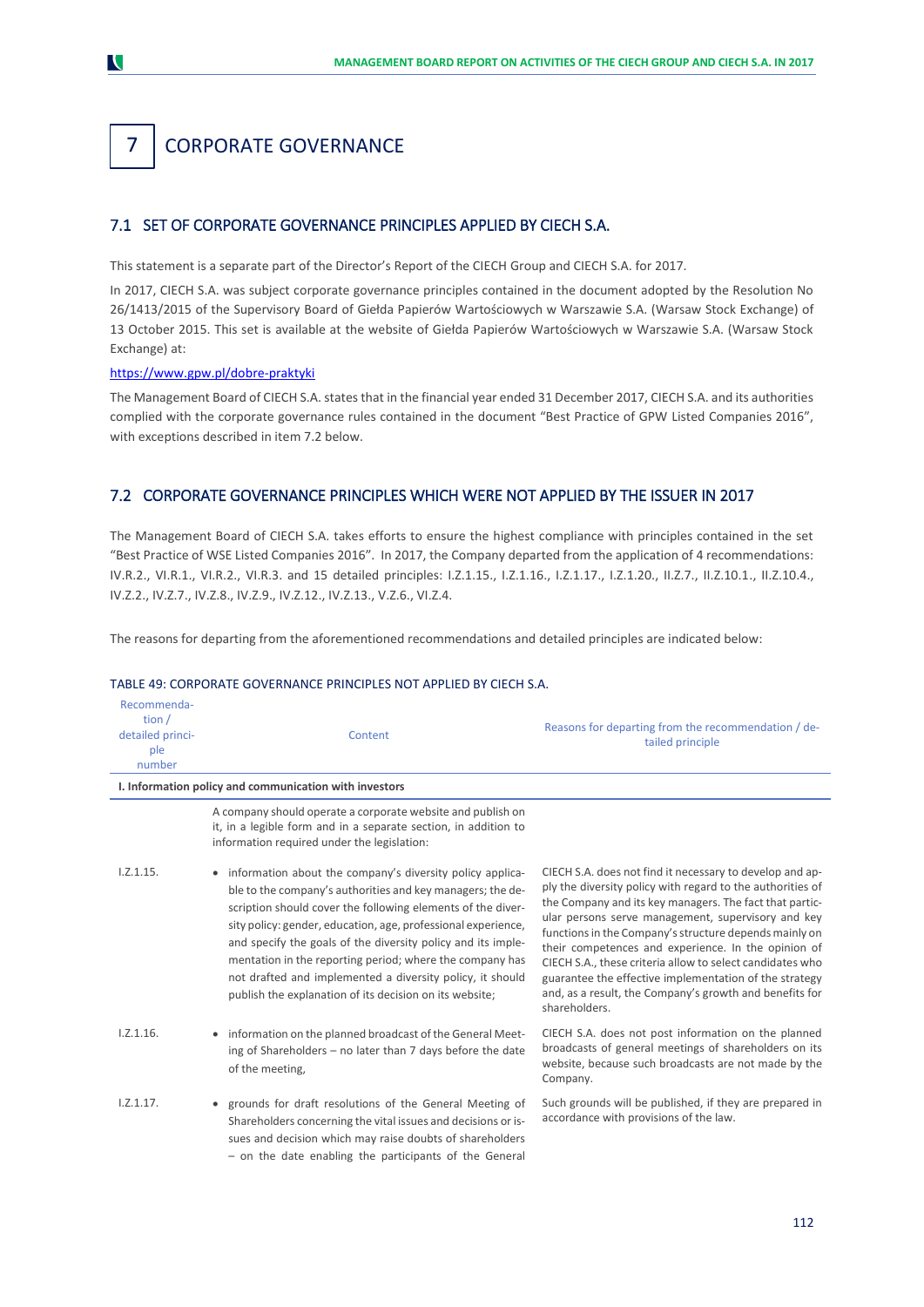# 7 CORPORATE GOVERNANCE

## 7.1 SET OF CORPORATE GOVERNANCE PRINCIPLES APPLIED BY CIECH S.A.

This statement is a separate part of the Director's Report of the CIECH Group and CIECH S.A. for 2017.

In 2017, CIECH S.A. was subject corporate governance principles contained in the document adopted by the Resolution No 26/1413/2015 of the Supervisory Board of Giełda Papierów Wartościowych w Warszawie S.A. (Warsaw Stock Exchange) of 13 October 2015. This set is available at the website of Giełda Papierów Wartościowych w Warszawie S.A. (Warsaw Stock Exchange) at:

https://www.gpw.pl/dobre-praktyki

The Management Board of CIECH S.A. states that in the financial year ended 31 December 2017, CIECH S.A. and its authorities complied with the corporate governance rules contained in the document "Best Practice of GPW Listed Companies 2016", with exceptions described in item 7.2 below.

## 7.2 CORPORATE GOVERNANCE PRINCIPLES WHICH WERE NOT APPLIED BY THE ISSUER IN 2017

The Management Board of CIECH S.A. takes efforts to ensure the highest compliance with principles contained in the set "Best Practice of WSE Listed Companies 2016". In 2017, the Company departed from the application of 4 recommendations: IV.R.2., VI.R.1., VI.R.2., VI.R.3. and 15 detailed principles: I.Z.1.15., I.Z.1.16., I.Z.1.17., I.Z.1.20., II.Z.7., II.Z.10.1., II.Z.10.4., IV.Z.2., IV.Z.7., IV.Z.8., IV.Z.9., IV.Z.12., IV.Z.13., V.Z.6., VI.Z.4.

The reasons for departing from the aforementioned recommendations and detailed principles are indicated below:

TABLE 49: CORPORATE GOVERNANCE PRINCIPLES NOT APPLIED BY CIECH S.A.

| Recommendation / detailed principle number | Content | Reasons for departing from the recommendation / detailed principle |
|---|---|---|
| **I. Information policy and communication with investors** | | |
| | A company should operate a corporate website and publish on it, in a legible form and in a separate section, in addition to information required under the legislation: | |
| I.Z.1.15. | • information about the company's diversity policy applicable to the company's authorities and key managers; the description should cover the following elements of the diversity policy: gender, education, age, professional experience, and specify the goals of the diversity policy and its implementation in the reporting period; where the company has not drafted and implemented a diversity policy, it should publish the explanation of its decision on its website; | CIECH S.A. does not find it necessary to develop and apply the diversity policy with regard to the authorities of the Company and its key managers. The fact that particular persons serve management, supervisory and key functions in the Company's structure depends mainly on their competences and experience. In the opinion of CIECH S.A., these criteria allow to select candidates who guarantee the effective implementation of the strategy and, as a result, the Company's growth and benefits for shareholders. |
| I.Z.1.16. | • information on the planned broadcast of the General Meeting of Shareholders – no later than 7 days before the date of the meeting, | CIECH S.A. does not post information on the planned broadcasts of general meetings of shareholders on its website, because such broadcasts are not made by the Company. |
| I.Z.1.17. | • grounds for draft resolutions of the General Meeting of Shareholders concerning the vital issues and decisions or issues and decision which may raise doubts of shareholders – on the date enabling the participants of the General | Such grounds will be published, if they are prepared in accordance with provisions of the law. |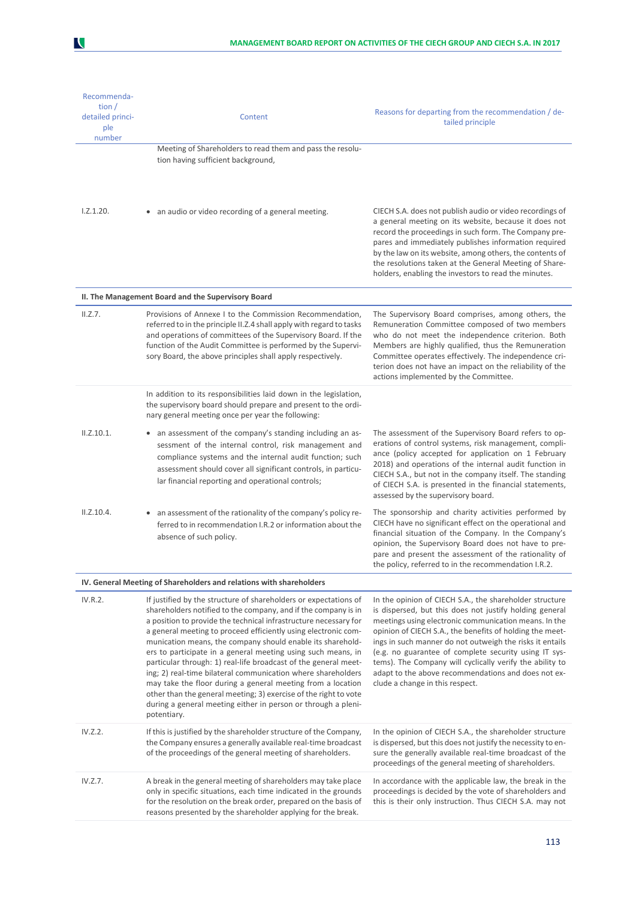| Recommendation / detailed principle number | Content | Reasons for departing from the recommendation / detailed principle |
|---|---|---|
| | Meeting of Shareholders to read them and pass the resolution having sufficient background, | |
| I.Z.1.20. | • an audio or video recording of a general meeting. | CIECH S.A. does not publish audio or video recordings of a general meeting on its website, because it does not record the proceedings in such form. The Company prepares and immediately publishes information required by the law on its website, among others, the contents of the resolutions taken at the General Meeting of Shareholders, enabling the investors to read the minutes. |
| **II. The Management Board and the Supervisory Board** | | |
| II.Z.7. | Provisions of Annexe I to the Commission Recommendation, referred to in the principle II.Z.4 shall apply with regard to tasks and operations of committees of the Supervisory Board. If the function of the Audit Committee is performed by the Supervisory Board, the above principles shall apply respectively. | The Supervisory Board comprises, among others, the Remuneration Committee composed of two members who do not meet the independence criterion. Both Members are highly qualified, thus the Remuneration Committee operates effectively. The independence criterion does not have an impact on the reliability of the actions implemented by the Committee. |
| | In addition to its responsibilities laid down in the legislation, the supervisory board should prepare and present to the ordinary general meeting once per year the following: | |
| II.Z.10.1. | • an assessment of the company's standing including an assessment of the internal control, risk management and compliance systems and the internal audit function; such assessment should cover all significant controls, in particular financial reporting and operational controls; | The assessment of the Supervisory Board refers to operations of control systems, risk management, compliance (policy accepted for application on 1 February 2018) and operations of the internal audit function in CIECH S.A., but not in the company itself. The standing of CIECH S.A. is presented in the financial statements, assessed by the supervisory board. |
| II.Z.10.4. | • an assessment of the rationality of the company's policy referred to in recommendation I.R.2 or information about the absence of such policy. | The sponsorship and charity activities performed by CIECH have no significant effect on the operational and financial situation of the Company. In the Company's opinion, the Supervisory Board does not have to prepare and present the assessment of the rationality of the policy, referred to in the recommendation I.R.2. |
| **IV. General Meeting of Shareholders and relations with shareholders** | | |
| IV.R.2. | If justified by the structure of shareholders or expectations of shareholders notified to the company, and if the company is in a position to provide the technical infrastructure necessary for a general meeting to proceed efficiently using electronic communication means, the company should enable its shareholders to participate in a general meeting using such means, in particular through: 1) real-life broadcast of the general meeting; 2) real-time bilateral communication where shareholders may take the floor during a general meeting from a location other than the general meeting; 3) exercise of the right to vote during a general meeting either in person or through a plenipotentiary. | In the opinion of CIECH S.A., the shareholder structure is dispersed, but this does not justify holding general meetings using electronic communication means. In the opinion of CIECH S.A., the benefits of holding the meetings in such manner do not outweigh the risks it entails (e.g. no guarantee of complete security using IT systems). The Company will cyclically verify the ability to adapt to the above recommendations and does not exclude a change in this respect. |
| IV.Z.2. | If this is justified by the shareholder structure of the Company, the Company ensures a generally available real-time broadcast of the proceedings of the general meeting of shareholders. | In the opinion of CIECH S.A., the shareholder structure is dispersed, but this does not justify the necessity to ensure the generally available real-time broadcast of the proceedings of the general meeting of shareholders. |
| IV.Z.7. | A break in the general meeting of shareholders may take place only in specific situations, each time indicated in the grounds for the resolution on the break order, prepared on the basis of reasons presented by the shareholder applying for the break. | In accordance with the applicable law, the break in the proceedings is decided by the vote of shareholders and this is their only instruction. Thus CIECH S.A. may not |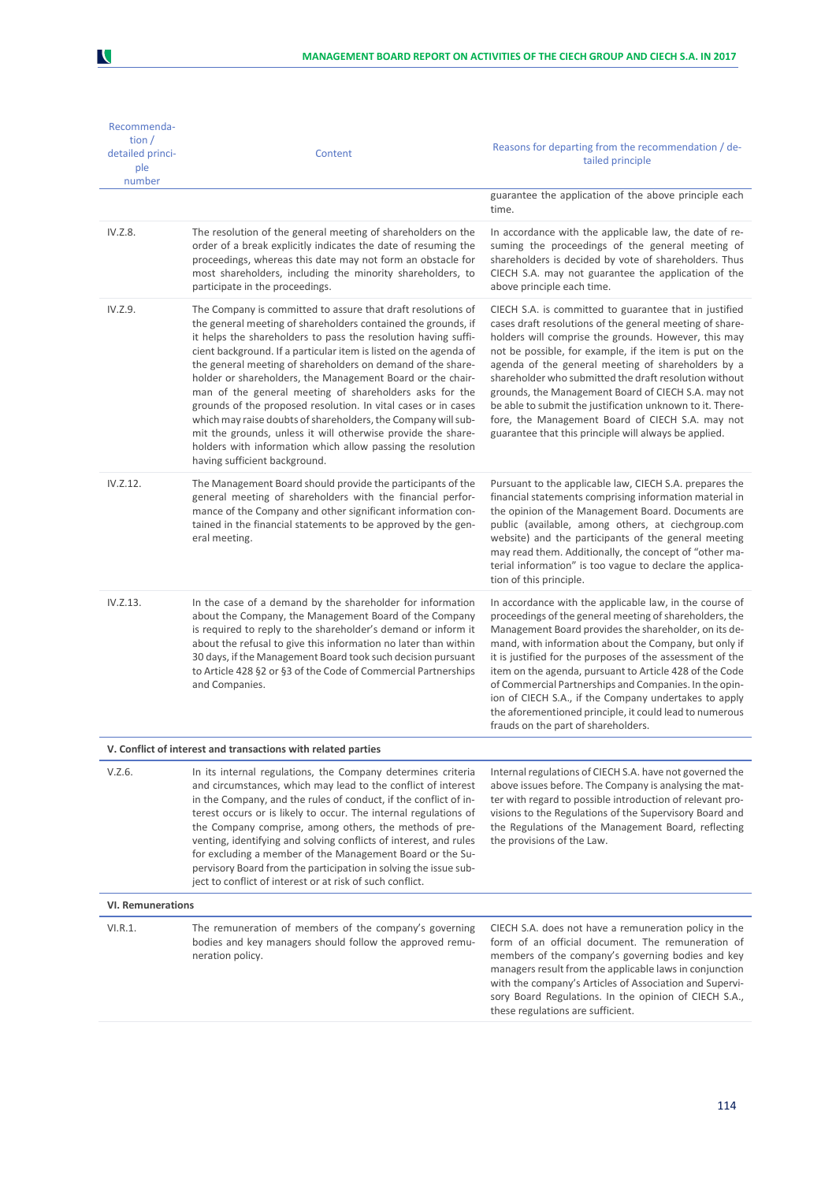| Recommendation / detailed principle number | Content | Reasons for departing from the recommendation / detailed principle |
| --- | --- | --- |
| | | guarantee the application of the above principle each time. |
| IV.Z.8. | The resolution of the general meeting of shareholders on the order of a break explicitly indicates the date of resuming the proceedings, whereas this date may not form an obstacle for most shareholders, including the minority shareholders, to participate in the proceedings. | In accordance with the applicable law, the date of resuming the proceedings of the general meeting of shareholders is decided by vote of shareholders. Thus CIECH S.A. may not guarantee the application of the above principle each time. |
| IV.Z.9. | The Company is committed to assure that draft resolutions of the general meeting of shareholders contained the grounds, if it helps the shareholders to pass the resolution having sufficient background. If a particular item is listed on the agenda of the general meeting of shareholders on demand of the shareholder or shareholders, the Management Board or the chairman of the general meeting of shareholders asks for the grounds of the proposed resolution. In vital cases or in cases which may raise doubts of shareholders, the Company will submit the grounds, unless it will otherwise provide the shareholders with information which allow passing the resolution having sufficient background. | CIECH S.A. is committed to guarantee that in justified cases draft resolutions of the general meeting of shareholders will comprise the grounds. However, this may not be possible, for example, if the item is put on the agenda of the general meeting of shareholders by a shareholder who submitted the draft resolution without grounds, the Management Board of CIECH S.A. may not be able to submit the justification unknown to it. Therefore, the Management Board of CIECH S.A. may not guarantee that this principle will always be applied. |
| IV.Z.12. | The Management Board should provide the participants of the general meeting of shareholders with the financial performance of the Company and other significant information contained in the financial statements to be approved by the general meeting. | Pursuant to the applicable law, CIECH S.A. prepares the financial statements comprising information material in the opinion of the Management Board. Documents are public (available, among others, at ciechgroup.com website) and the participants of the general meeting may read them. Additionally, the concept of "other material information" is too vague to declare the application of this principle. |
| IV.Z.13. | In the case of a demand by the shareholder for information about the Company, the Management Board of the Company is required to reply to the shareholder's demand or inform it about the refusal to give this information no later than within 30 days, if the Management Board took such decision pursuant to Article 428 §2 or §3 of the Code of Commercial Partnerships and Companies. | In accordance with the applicable law, in the course of proceedings of the general meeting of shareholders, the Management Board provides the shareholder, on its demand, with information about the Company, but only if it is justified for the purposes of the assessment of the item on the agenda, pursuant to Article 428 of the Code of Commercial Partnerships and Companies. In the opinion of CIECH S.A., if the Company undertakes to apply the aforementioned principle, it could lead to numerous frauds on the part of shareholders. |
| **V. Conflict of interest and transactions with related parties** | | |
| V.Z.6. | In its internal regulations, the Company determines criteria and circumstances, which may lead to the conflict of interest in the Company, and the rules of conduct, if the conflict of interest occurs or is likely to occur. The internal regulations of the Company comprise, among others, the methods of preventing, identifying and solving conflicts of interest, and rules for excluding a member of the Management Board or the Supervisory Board from the participation in solving the issue subject to conflict of interest or at risk of such conflict. | Internal regulations of CIECH S.A. have not governed the above issues before. The Company is analysing the matter with regard to possible introduction of relevant provisions to the Regulations of the Supervisory Board and the Regulations of the Management Board, reflecting the provisions of the Law. |
| **VI. Remunerations** | | |
| VI.R.1. | The remuneration of members of the company's governing bodies and key managers should follow the approved remuneration policy. | CIECH S.A. does not have a remuneration policy in the form of an official document. The remuneration of members of the company's governing bodies and key managers result from the applicable laws in conjunction with the company's Articles of Association and Supervisory Board Regulations. In the opinion of CIECH S.A., these regulations are sufficient. |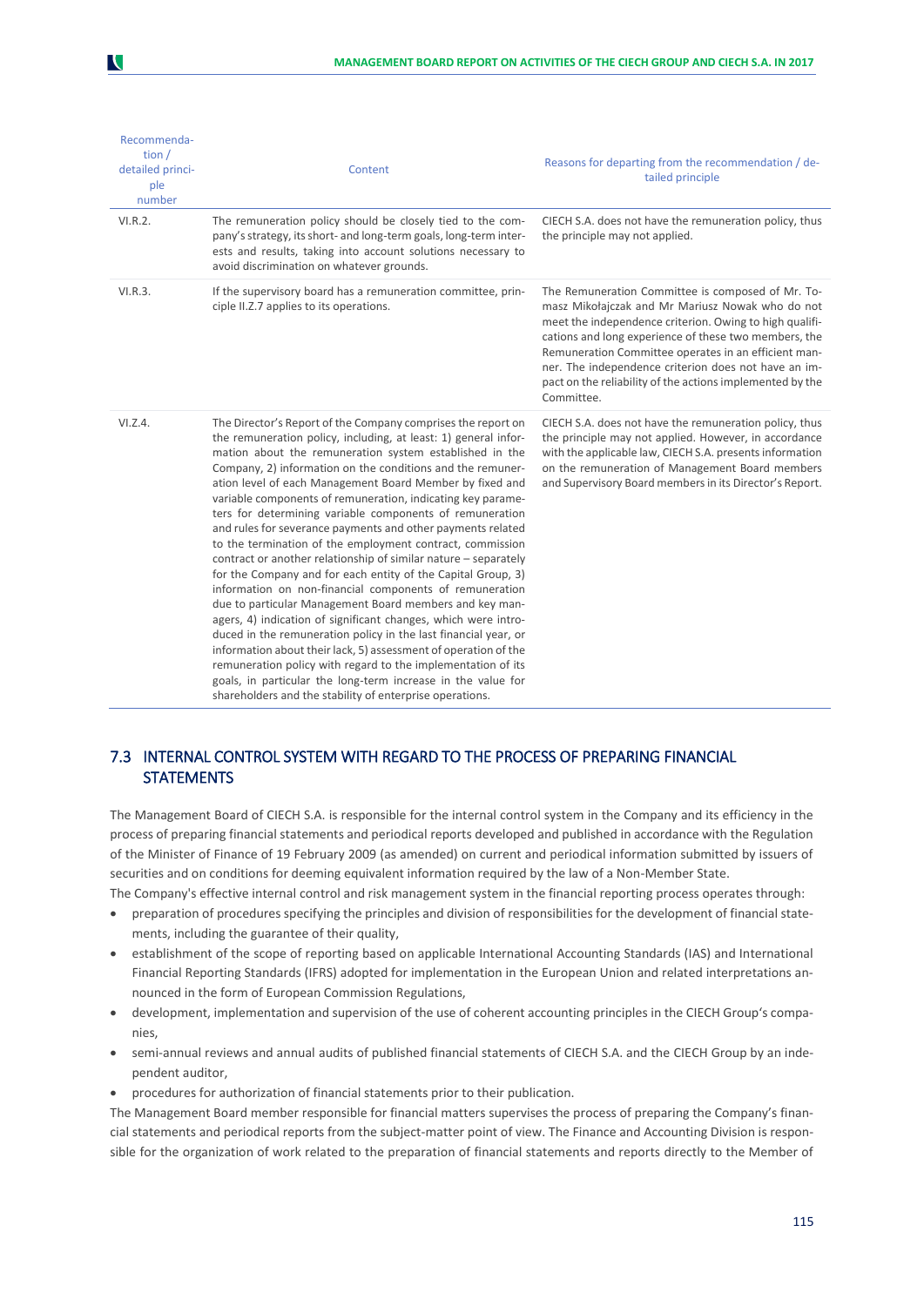| Recommendation / detailed principle number | Content | Reasons for departing from the recommendation / detailed principle |
|---|---|---|
| VI.R.2. | The remuneration policy should be closely tied to the company's strategy, its short- and long-term goals, long-term interests and results, taking into account solutions necessary to avoid discrimination on whatever grounds. | CIECH S.A. does not have the remuneration policy, thus the principle may not applied. |
| VI.R.3. | If the supervisory board has a remuneration committee, principle II.Z.7 applies to its operations. | The Remuneration Committee is composed of Mr. Tomasz Mikołajczak and Mr Mariusz Nowak who do not meet the independence criterion. Owing to high qualifications and long experience of these two members, the Remuneration Committee operates in an efficient manner. The independence criterion does not have an impact on the reliability of the actions implemented by the Committee. |
| VI.Z.4. | The Director's Report of the Company comprises the report on the remuneration policy, including, at least: 1) general information about the remuneration system established in the Company, 2) information on the conditions and the remuneration level of each Management Board Member by fixed and variable components of remuneration, indicating key parameters for determining variable components of remuneration and rules for severance payments and other payments related to the termination of the employment contract, commission contract or another relationship of similar nature – separately for the Company and for each entity of the Capital Group, 3) information on non-financial components of remuneration due to particular Management Board members and key managers, 4) indication of significant changes, which were introduced in the remuneration policy in the last financial year, or information about their lack, 5) assessment of operation of the remuneration policy with regard to the implementation of its goals, in particular the long-term increase in the value for shareholders and the stability of enterprise operations. | CIECH S.A. does not have the remuneration policy, thus the principle may not applied. However, in accordance with the applicable law, CIECH S.A. presents information on the remuneration of Management Board members and Supervisory Board members in its Director's Report. |

## 7.3 INTERNAL CONTROL SYSTEM WITH REGARD TO THE PROCESS OF PREPARING FINANCIAL STATEMENTS

The Management Board of CIECH S.A. is responsible for the internal control system in the Company and its efficiency in the process of preparing financial statements and periodical reports developed and published in accordance with the Regulation of the Minister of Finance of 19 February 2009 (as amended) on current and periodical information submitted by issuers of securities and on conditions for deeming equivalent information required by the law of a Non-Member State.

The Company's effective internal control and risk management system in the financial reporting process operates through:

- preparation of procedures specifying the principles and division of responsibilities for the development of financial statements, including the guarantee of their quality,
- establishment of the scope of reporting based on applicable International Accounting Standards (IAS) and International Financial Reporting Standards (IFRS) adopted for implementation in the European Union and related interpretations announced in the form of European Commission Regulations,
- development, implementation and supervision of the use of coherent accounting principles in the CIECH Group's companies,
- semi-annual reviews and annual audits of published financial statements of CIECH S.A. and the CIECH Group by an independent auditor,
- procedures for authorization of financial statements prior to their publication.

The Management Board member responsible for financial matters supervises the process of preparing the Company's financial statements and periodical reports from the subject-matter point of view. The Finance and Accounting Division is responsible for the organization of work related to the preparation of financial statements and reports directly to the Member of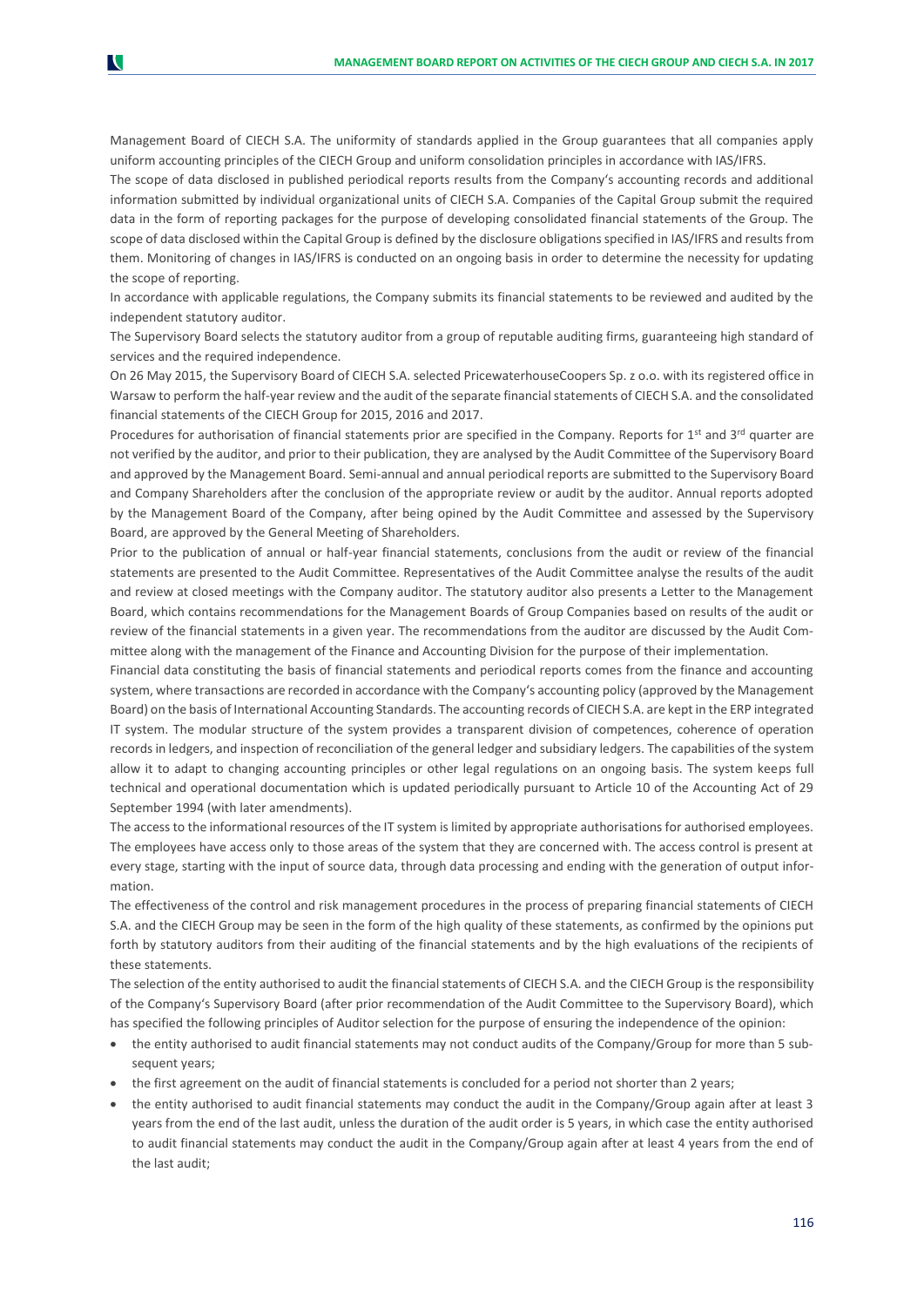Management Board of CIECH S.A. The uniformity of standards applied in the Group guarantees that all companies apply uniform accounting principles of the CIECH Group and uniform consolidation principles in accordance with IAS/IFRS.

The scope of data disclosed in published periodical reports results from the Company's accounting records and additional information submitted by individual organizational units of CIECH S.A. Companies of the Capital Group submit the required data in the form of reporting packages for the purpose of developing consolidated financial statements of the Group. The scope of data disclosed within the Capital Group is defined by the disclosure obligations specified in IAS/IFRS and results from them. Monitoring of changes in IAS/IFRS is conducted on an ongoing basis in order to determine the necessity for updating the scope of reporting.

In accordance with applicable regulations, the Company submits its financial statements to be reviewed and audited by the independent statutory auditor.

The Supervisory Board selects the statutory auditor from a group of reputable auditing firms, guaranteeing high standard of services and the required independence.

On 26 May 2015, the Supervisory Board of CIECH S.A. selected PricewaterhouseCoopers Sp. z o.o. with its registered office in Warsaw to perform the half-year review and the audit of the separate financial statements of CIECH S.A. and the consolidated financial statements of the CIECH Group for 2015, 2016 and 2017.

Procedures for authorisation of financial statements prior are specified in the Company. Reports for 1st and 3rd quarter are not verified by the auditor, and prior to their publication, they are analysed by the Audit Committee of the Supervisory Board and approved by the Management Board. Semi-annual and annual periodical reports are submitted to the Supervisory Board and Company Shareholders after the conclusion of the appropriate review or audit by the auditor. Annual reports adopted by the Management Board of the Company, after being opined by the Audit Committee and assessed by the Supervisory Board, are approved by the General Meeting of Shareholders.

Prior to the publication of annual or half-year financial statements, conclusions from the audit or review of the financial statements are presented to the Audit Committee. Representatives of the Audit Committee analyse the results of the audit and review at closed meetings with the Company auditor. The statutory auditor also presents a Letter to the Management Board, which contains recommendations for the Management Boards of Group Companies based on results of the audit or review of the financial statements in a given year. The recommendations from the auditor are discussed by the Audit Committee along with the management of the Finance and Accounting Division for the purpose of their implementation.

Financial data constituting the basis of financial statements and periodical reports comes from the finance and accounting system, where transactions are recorded in accordance with the Company's accounting policy (approved by the Management Board) on the basis of International Accounting Standards. The accounting records of CIECH S.A. are kept in the ERP integrated IT system. The modular structure of the system provides a transparent division of competences, coherence of operation records in ledgers, and inspection of reconciliation of the general ledger and subsidiary ledgers. The capabilities of the system allow it to adapt to changing accounting principles or other legal regulations on an ongoing basis. The system keeps full technical and operational documentation which is updated periodically pursuant to Article 10 of the Accounting Act of 29 September 1994 (with later amendments).

The access to the informational resources of the IT system is limited by appropriate authorisations for authorised employees. The employees have access only to those areas of the system that they are concerned with. The access control is present at every stage, starting with the input of source data, through data processing and ending with the generation of output information.

The effectiveness of the control and risk management procedures in the process of preparing financial statements of CIECH S.A. and the CIECH Group may be seen in the form of the high quality of these statements, as confirmed by the opinions put forth by statutory auditors from their auditing of the financial statements and by the high evaluations of the recipients of these statements.

The selection of the entity authorised to audit the financial statements of CIECH S.A. and the CIECH Group is the responsibility of the Company's Supervisory Board (after prior recommendation of the Audit Committee to the Supervisory Board), which has specified the following principles of Auditor selection for the purpose of ensuring the independence of the opinion:

- the entity authorised to audit financial statements may not conduct audits of the Company/Group for more than 5 subsequent years;
- the first agreement on the audit of financial statements is concluded for a period not shorter than 2 years;
- the entity authorised to audit financial statements may conduct the audit in the Company/Group again after at least 3 years from the end of the last audit, unless the duration of the audit order is 5 years, in which case the entity authorised to audit financial statements may conduct the audit in the Company/Group again after at least 4 years from the end of the last audit;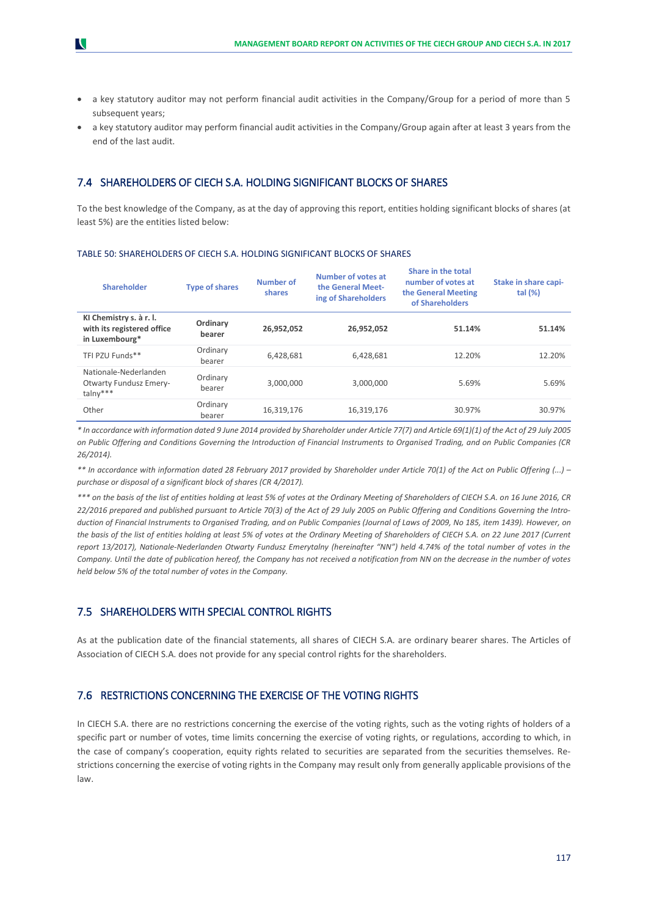- a key statutory auditor may not perform financial audit activities in the Company/Group for a period of more than 5 subsequent years;
- a key statutory auditor may perform financial audit activities in the Company/Group again after at least 3 years from the end of the last audit.

## 7.4 SHAREHOLDERS OF CIECH S.A. HOLDING SIGNIFICANT BLOCKS OF SHARES

To the best knowledge of the Company, as at the day of approving this report, entities holding significant blocks of shares (at least 5%) are the entities listed below:

TABLE 50: SHAREHOLDERS OF CIECH S.A. HOLDING SIGNIFICANT BLOCKS OF SHARES

| Shareholder | Type of shares | Number of shares | Number of votes at the General Meeting of Shareholders | Share in the total number of votes at the General Meeting of Shareholders | Stake in share capital (%) |
|---|---|---|---|---|---|
| **KI Chemistry s. à r. l. with its registered office in Luxembourg*** | **Ordinary bearer** | **26,952,052** | **26,952,052** | **51.14%** | **51.14%** |
| TFI PZU Funds** | Ordinary bearer | 6,428,681 | 6,428,681 | 12.20% | 12.20% |
| Nationale-Nederlanden Otwarty Fundusz Emerytalny*** | Ordinary bearer | 3,000,000 | 3,000,000 | 5.69% | 5.69% |
| Other | Ordinary bearer | 16,319,176 | 16,319,176 | 30.97% | 30.97% |

*\* In accordance with information dated 9 June 2014 provided by Shareholder under Article 77(7) and Article 69(1)(1) of the Act of 29 July 2005 on Public Offering and Conditions Governing the Introduction of Financial Instruments to Organised Trading, and on Public Companies (CR 26/2014).*

*\*\* In accordance with information dated 28 February 2017 provided by Shareholder under Article 70(1) of the Act on Public Offering (...) – purchase or disposal of a significant block of shares (CR 4/2017).*

*\*\*\* on the basis of the list of entities holding at least 5% of votes at the Ordinary Meeting of Shareholders of CIECH S.A. on 16 June 2016, CR 22/2016 prepared and published pursuant to Article 70(3) of the Act of 29 July 2005 on Public Offering and Conditions Governing the Introduction of Financial Instruments to Organised Trading, and on Public Companies (Journal of Laws of 2009, No 185, item 1439). However, on the basis of the list of entities holding at least 5% of votes at the Ordinary Meeting of Shareholders of CIECH S.A. on 22 June 2017 (Current report 13/2017), Nationale-Nederlanden Otwarty Fundusz Emerytalny (hereinafter "NN") held 4.74% of the total number of votes in the Company. Until the date of publication hereof, the Company has not received a notification from NN on the decrease in the number of votes held below 5% of the total number of votes in the Company.*

## 7.5 SHAREHOLDERS WITH SPECIAL CONTROL RIGHTS

As at the publication date of the financial statements, all shares of CIECH S.A. are ordinary bearer shares. The Articles of Association of CIECH S.A. does not provide for any special control rights for the shareholders.

## 7.6 RESTRICTIONS CONCERNING THE EXERCISE OF THE VOTING RIGHTS

In CIECH S.A. there are no restrictions concerning the exercise of the voting rights, such as the voting rights of holders of a specific part or number of votes, time limits concerning the exercise of voting rights, or regulations, according to which, in the case of company's cooperation, equity rights related to securities are separated from the securities themselves. Restrictions concerning the exercise of voting rights in the Company may result only from generally applicable provisions of the law.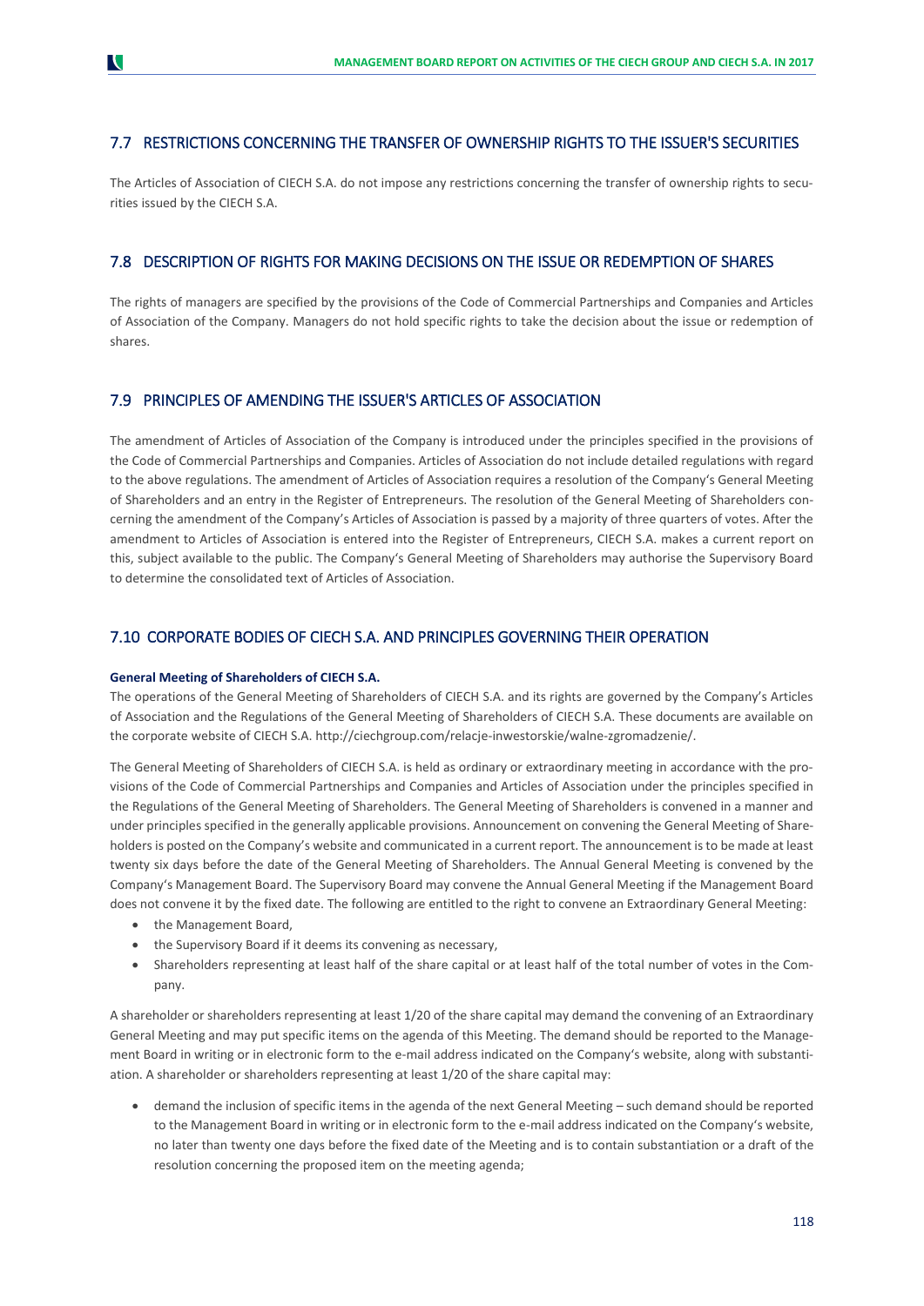## 7.7 RESTRICTIONS CONCERNING THE TRANSFER OF OWNERSHIP RIGHTS TO THE ISSUER'S SECURITIES

The Articles of Association of CIECH S.A. do not impose any restrictions concerning the transfer of ownership rights to securities issued by the CIECH S.A.

## 7.8 DESCRIPTION OF RIGHTS FOR MAKING DECISIONS ON THE ISSUE OR REDEMPTION OF SHARES

The rights of managers are specified by the provisions of the Code of Commercial Partnerships and Companies and Articles of Association of the Company. Managers do not hold specific rights to take the decision about the issue or redemption of shares.

## 7.9 PRINCIPLES OF AMENDING THE ISSUER'S ARTICLES OF ASSOCIATION

The amendment of Articles of Association of the Company is introduced under the principles specified in the provisions of the Code of Commercial Partnerships and Companies. Articles of Association do not include detailed regulations with regard to the above regulations. The amendment of Articles of Association requires a resolution of the Company's General Meeting of Shareholders and an entry in the Register of Entrepreneurs. The resolution of the General Meeting of Shareholders concerning the amendment of the Company's Articles of Association is passed by a majority of three quarters of votes. After the amendment to Articles of Association is entered into the Register of Entrepreneurs, CIECH S.A. makes a current report on this, subject available to the public. The Company's General Meeting of Shareholders may authorise the Supervisory Board to determine the consolidated text of Articles of Association.

## 7.10 CORPORATE BODIES OF CIECH S.A. AND PRINCIPLES GOVERNING THEIR OPERATION

**General Meeting of Shareholders of CIECH S.A.**

The operations of the General Meeting of Shareholders of CIECH S.A. and its rights are governed by the Company's Articles of Association and the Regulations of the General Meeting of Shareholders of CIECH S.A. These documents are available on the corporate website of CIECH S.A. http://ciechgroup.com/relacje-inwestorskie/walne-zgromadzenie/.

The General Meeting of Shareholders of CIECH S.A. is held as ordinary or extraordinary meeting in accordance with the provisions of the Code of Commercial Partnerships and Companies and Articles of Association under the principles specified in the Regulations of the General Meeting of Shareholders. The General Meeting of Shareholders is convened in a manner and under principles specified in the generally applicable provisions. Announcement on convening the General Meeting of Shareholders is posted on the Company's website and communicated in a current report. The announcement is to be made at least twenty six days before the date of the General Meeting of Shareholders. The Annual General Meeting is convened by the Company's Management Board. The Supervisory Board may convene the Annual General Meeting if the Management Board does not convene it by the fixed date. The following are entitled to the right to convene an Extraordinary General Meeting:

- the Management Board,
- the Supervisory Board if it deems its convening as necessary,
- Shareholders representing at least half of the share capital or at least half of the total number of votes in the Company.

A shareholder or shareholders representing at least 1/20 of the share capital may demand the convening of an Extraordinary General Meeting and may put specific items on the agenda of this Meeting. The demand should be reported to the Management Board in writing or in electronic form to the e-mail address indicated on the Company's website, along with substantiation. A shareholder or shareholders representing at least 1/20 of the share capital may:

- demand the inclusion of specific items in the agenda of the next General Meeting – such demand should be reported to the Management Board in writing or in electronic form to the e-mail address indicated on the Company's website, no later than twenty one days before the fixed date of the Meeting and is to contain substantiation or a draft of the resolution concerning the proposed item on the meeting agenda;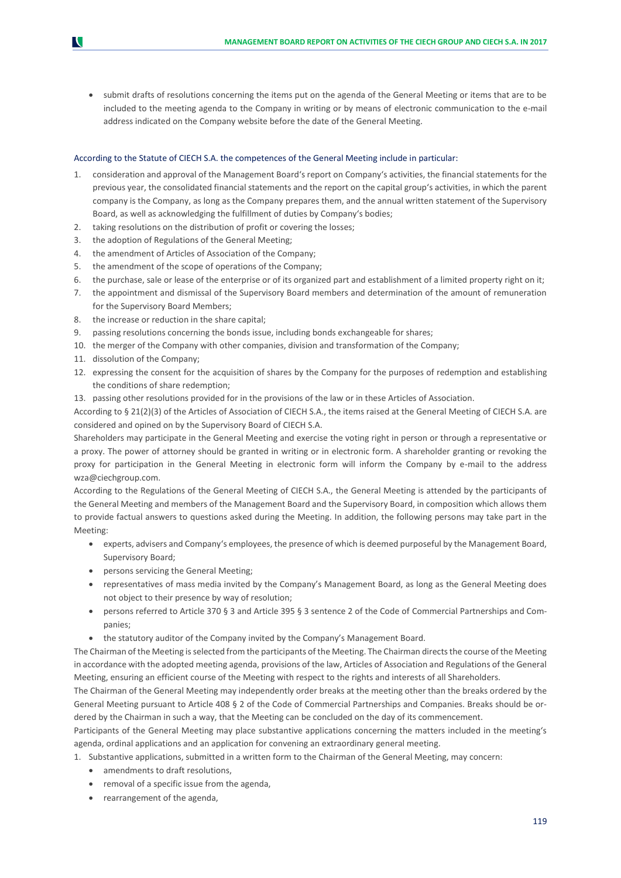- submit drafts of resolutions concerning the items put on the agenda of the General Meeting or items that are to be included to the meeting agenda to the Company in writing or by means of electronic communication to the e-mail address indicated on the Company website before the date of the General Meeting.

According to the Statute of CIECH S.A. the competences of the General Meeting include in particular:

1. consideration and approval of the Management Board's report on Company's activities, the financial statements for the previous year, the consolidated financial statements and the report on the capital group's activities, in which the parent company is the Company, as long as the Company prepares them, and the annual written statement of the Supervisory Board, as well as acknowledging the fulfillment of duties by Company's bodies;
2. taking resolutions on the distribution of profit or covering the losses;
3. the adoption of Regulations of the General Meeting;
4. the amendment of Articles of Association of the Company;
5. the amendment of the scope of operations of the Company;
6. the purchase, sale or lease of the enterprise or of its organized part and establishment of a limited property right on it;
7. the appointment and dismissal of the Supervisory Board members and determination of the amount of remuneration for the Supervisory Board Members;
8. the increase or reduction in the share capital;
9. passing resolutions concerning the bonds issue, including bonds exchangeable for shares;
10. the merger of the Company with other companies, division and transformation of the Company;
11. dissolution of the Company;
12. expressing the consent for the acquisition of shares by the Company for the purposes of redemption and establishing the conditions of share redemption;
13. passing other resolutions provided for in the provisions of the law or in these Articles of Association.

According to § 21(2)(3) of the Articles of Association of CIECH S.A., the items raised at the General Meeting of CIECH S.A. are considered and opined on by the Supervisory Board of CIECH S.A.

Shareholders may participate in the General Meeting and exercise the voting right in person or through a representative or a proxy. The power of attorney should be granted in writing or in electronic form. A shareholder granting or revoking the proxy for participation in the General Meeting in electronic form will inform the Company by e-mail to the address wza@ciechgroup.com.

According to the Regulations of the General Meeting of CIECH S.A., the General Meeting is attended by the participants of the General Meeting and members of the Management Board and the Supervisory Board, in composition which allows them to provide factual answers to questions asked during the Meeting. In addition, the following persons may take part in the Meeting:

- experts, advisers and Company's employees, the presence of which is deemed purposeful by the Management Board, Supervisory Board;
- persons servicing the General Meeting;
- representatives of mass media invited by the Company's Management Board, as long as the General Meeting does not object to their presence by way of resolution;
- persons referred to Article 370 § 3 and Article 395 § 3 sentence 2 of the Code of Commercial Partnerships and Companies;
- the statutory auditor of the Company invited by the Company's Management Board.

The Chairman of the Meeting is selected from the participants of the Meeting. The Chairman directs the course of the Meeting in accordance with the adopted meeting agenda, provisions of the law, Articles of Association and Regulations of the General Meeting, ensuring an efficient course of the Meeting with respect to the rights and interests of all Shareholders.

The Chairman of the General Meeting may independently order breaks at the meeting other than the breaks ordered by the General Meeting pursuant to Article 408 § 2 of the Code of Commercial Partnerships and Companies. Breaks should be ordered by the Chairman in such a way, that the Meeting can be concluded on the day of its commencement.

Participants of the General Meeting may place substantive applications concerning the matters included in the meeting's agenda, ordinal applications and an application for convening an extraordinary general meeting.

1. Substantive applications, submitted in a written form to the Chairman of the General Meeting, may concern:
   - amendments to draft resolutions,
   - removal of a specific issue from the agenda,
   - rearrangement of the agenda,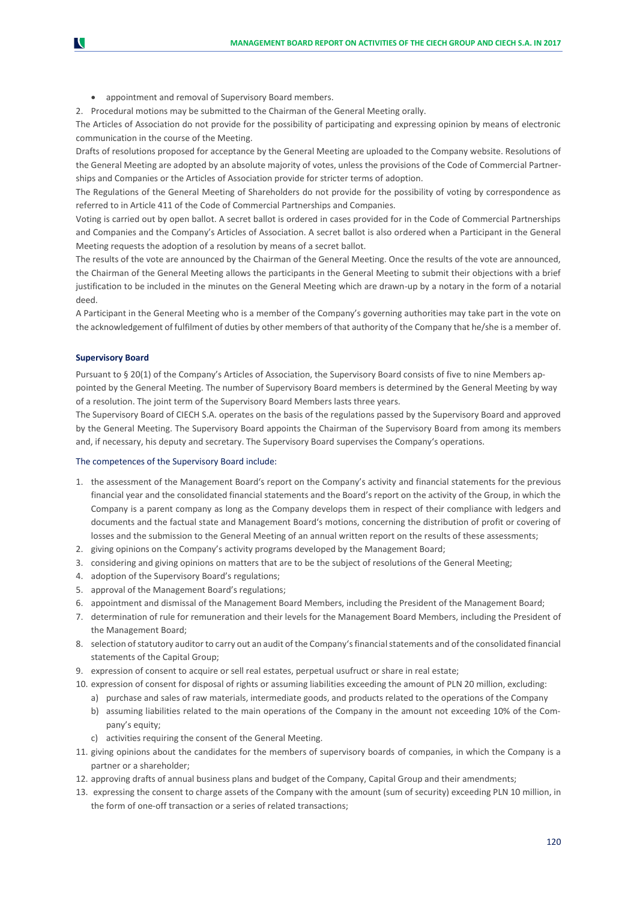- appointment and removal of Supervisory Board members.

2. Procedural motions may be submitted to the Chairman of the General Meeting orally.

The Articles of Association do not provide for the possibility of participating and expressing opinion by means of electronic communication in the course of the Meeting.

Drafts of resolutions proposed for acceptance by the General Meeting are uploaded to the Company website. Resolutions of the General Meeting are adopted by an absolute majority of votes, unless the provisions of the Code of Commercial Partnerships and Companies or the Articles of Association provide for stricter terms of adoption.

The Regulations of the General Meeting of Shareholders do not provide for the possibility of voting by correspondence as referred to in Article 411 of the Code of Commercial Partnerships and Companies.

Voting is carried out by open ballot. A secret ballot is ordered in cases provided for in the Code of Commercial Partnerships and Companies and the Company's Articles of Association. A secret ballot is also ordered when a Participant in the General Meeting requests the adoption of a resolution by means of a secret ballot.

The results of the vote are announced by the Chairman of the General Meeting. Once the results of the vote are announced, the Chairman of the General Meeting allows the participants in the General Meeting to submit their objections with a brief justification to be included in the minutes on the General Meeting which are drawn-up by a notary in the form of a notarial deed.

A Participant in the General Meeting who is a member of the Company's governing authorities may take part in the vote on the acknowledgement of fulfilment of duties by other members of that authority of the Company that he/she is a member of.

#### Supervisory Board

Pursuant to § 20(1) of the Company's Articles of Association, the Supervisory Board consists of five to nine Members appointed by the General Meeting. The number of Supervisory Board members is determined by the General Meeting by way of a resolution. The joint term of the Supervisory Board Members lasts three years.

The Supervisory Board of CIECH S.A. operates on the basis of the regulations passed by the Supervisory Board and approved by the General Meeting. The Supervisory Board appoints the Chairman of the Supervisory Board from among its members and, if necessary, his deputy and secretary. The Supervisory Board supervises the Company's operations.

The competences of the Supervisory Board include:

1. the assessment of the Management Board's report on the Company's activity and financial statements for the previous financial year and the consolidated financial statements and the Board's report on the activity of the Group, in which the Company is a parent company as long as the Company develops them in respect of their compliance with ledgers and documents and the factual state and Management Board's motions, concerning the distribution of profit or covering of losses and the submission to the General Meeting of an annual written report on the results of these assessments;
2. giving opinions on the Company's activity programs developed by the Management Board;
3. considering and giving opinions on matters that are to be the subject of resolutions of the General Meeting;
4. adoption of the Supervisory Board's regulations;
5. approval of the Management Board's regulations;
6. appointment and dismissal of the Management Board Members, including the President of the Management Board;
7. determination of rule for remuneration and their levels for the Management Board Members, including the President of the Management Board;
8. selection of statutory auditor to carry out an audit of the Company's financial statements and of the consolidated financial statements of the Capital Group;
9. expression of consent to acquire or sell real estates, perpetual usufruct or share in real estate;
10. expression of consent for disposal of rights or assuming liabilities exceeding the amount of PLN 20 million, excluding:
    a) purchase and sales of raw materials, intermediate goods, and products related to the operations of the Company
    b) assuming liabilities related to the main operations of the Company in the amount not exceeding 10% of the Company's equity;
    c) activities requiring the consent of the General Meeting.
11. giving opinions about the candidates for the members of supervisory boards of companies, in which the Company is a partner or a shareholder;
12. approving drafts of annual business plans and budget of the Company, Capital Group and their amendments;
13. expressing the consent to charge assets of the Company with the amount (sum of security) exceeding PLN 10 million, in the form of one-off transaction or a series of related transactions;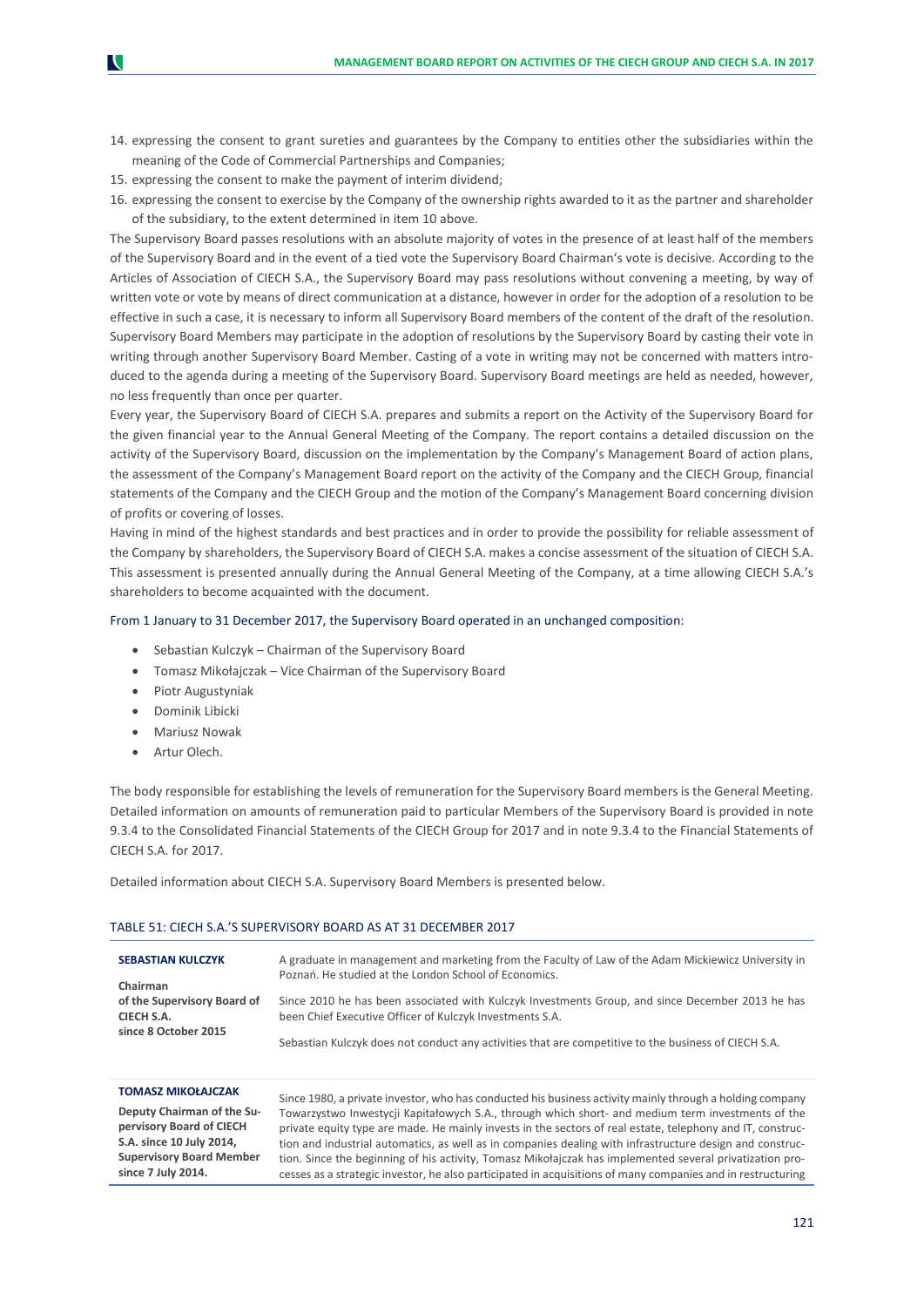14. expressing the consent to grant sureties and guarantees by the Company to entities other the subsidiaries within the meaning of the Code of Commercial Partnerships and Companies;
15. expressing the consent to make the payment of interim dividend;
16. expressing the consent to exercise by the Company of the ownership rights awarded to it as the partner and shareholder of the subsidiary, to the extent determined in item 10 above.

The Supervisory Board passes resolutions with an absolute majority of votes in the presence of at least half of the members of the Supervisory Board and in the event of a tied vote the Supervisory Board Chairman's vote is decisive. According to the Articles of Association of CIECH S.A., the Supervisory Board may pass resolutions without convening a meeting, by way of written vote or vote by means of direct communication at a distance, however in order for the adoption of a resolution to be effective in such a case, it is necessary to inform all Supervisory Board members of the content of the draft of the resolution. Supervisory Board Members may participate in the adoption of resolutions by the Supervisory Board by casting their vote in writing through another Supervisory Board Member. Casting of a vote in writing may not be concerned with matters introduced to the agenda during a meeting of the Supervisory Board. Supervisory Board meetings are held as needed, however, no less frequently than once per quarter.

Every year, the Supervisory Board of CIECH S.A. prepares and submits a report on the Activity of the Supervisory Board for the given financial year to the Annual General Meeting of the Company. The report contains a detailed discussion on the activity of the Supervisory Board, discussion on the implementation by the Company's Management Board of action plans, the assessment of the Company's Management Board report on the activity of the Company and the CIECH Group, financial statements of the Company and the CIECH Group and the motion of the Company's Management Board concerning division of profits or covering of losses.

Having in mind of the highest standards and best practices and in order to provide the possibility for reliable assessment of the Company by shareholders, the Supervisory Board of CIECH S.A. makes a concise assessment of the situation of CIECH S.A. This assessment is presented annually during the Annual General Meeting of the Company, at a time allowing CIECH S.A.'s shareholders to become acquainted with the document.

From 1 January to 31 December 2017, the Supervisory Board operated in an unchanged composition:

- Sebastian Kulczyk – Chairman of the Supervisory Board
- Tomasz Mikołajczak – Vice Chairman of the Supervisory Board
- Piotr Augustyniak
- Dominik Libicki
- Mariusz Nowak
- Artur Olech.

The body responsible for establishing the levels of remuneration for the Supervisory Board members is the General Meeting. Detailed information on amounts of remuneration paid to particular Members of the Supervisory Board is provided in note 9.3.4 to the Consolidated Financial Statements of the CIECH Group for 2017 and in note 9.3.4 to the Financial Statements of CIECH S.A. for 2017.

Detailed information about CIECH S.A. Supervisory Board Members is presented below.

TABLE 51: CIECH S.A.'S SUPERVISORY BOARD AS AT 31 DECEMBER 2017

| | |
|---|---|
| **SEBASTIAN KULCZYK**<br>**Chairman of the Supervisory Board of CIECH S.A. since 8 October 2015** | A graduate in management and marketing from the Faculty of Law of the Adam Mickiewicz University in Poznań. He studied at the London School of Economics.<br>Since 2010 he has been associated with Kulczyk Investments Group, and since December 2013 he has been Chief Executive Officer of Kulczyk Investments S.A.<br>Sebastian Kulczyk does not conduct any activities that are competitive to the business of CIECH S.A. |
| **TOMASZ MIKOŁAJCZAK**<br>**Deputy Chairman of the Supervisory Board of CIECH S.A. since 10 July 2014, Supervisory Board Member since 7 July 2014.** | Since 1980, a private investor, who has conducted his business activity mainly through a holding company Towarzystwo Inwestycji Kapitałowych S.A., through which short- and medium term investments of the private equity type are made. He mainly invests in the sectors of real estate, telephony and IT, construction and industrial automatics, as well as in companies dealing with infrastructure design and construction. Since the beginning of his activity, Tomasz Mikołajczak has implemented several privatization processes as a strategic investor, he also participated in acquisitions of many companies and in restructuring |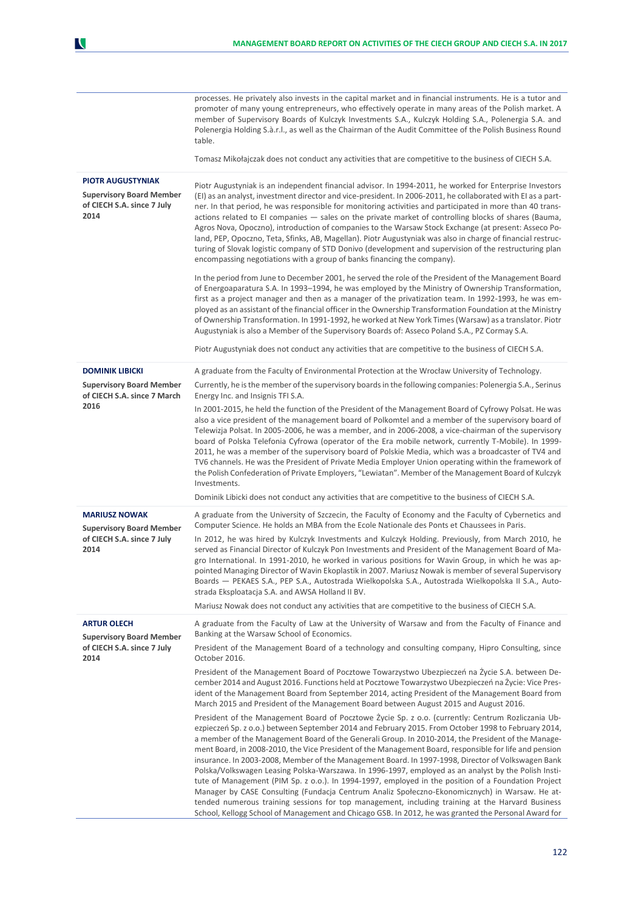processes. He privately also invests in the capital market and in financial instruments. He is a tutor and promoter of many young entrepreneurs, who effectively operate in many areas of the Polish market. A member of Supervisory Boards of Kulczyk Investments S.A., Kulczyk Holding S.A., Polenergia S.A. and Polenergia Holding S.à.r.l., as well as the Chairman of the Audit Committee of the Polish Business Round table.

Tomasz Mikołajczak does not conduct any activities that are competitive to the business of CIECH S.A.

**PIOTR AUGUSTYNIAK**

**Supervisory Board Member of CIECH S.A. since 7 July 2014**

Piotr Augustyniak is an independent financial advisor. In 1994-2011, he worked for Enterprise Investors (EI) as an analyst, investment director and vice-president. In 2006-2011, he collaborated with EI as a partner. In that period, he was responsible for monitoring activities and participated in more than 40 transactions related to EI companies — sales on the private market of controlling blocks of shares (Bauma, Agros Nova, Opoczno), introduction of companies to the Warsaw Stock Exchange (at present: Asseco Poland, PEP, Opoczno, Teta, Sfinks, AB, Magellan). Piotr Augustyniak was also in charge of financial restructuring of Slovak logistic company of STD Donivo (development and supervision of the restructuring plan encompassing negotiations with a group of banks financing the company).

In the period from June to December 2001, he served the role of the President of the Management Board of Energoaparatura S.A. In 1993–1994, he was employed by the Ministry of Ownership Transformation, first as a project manager and then as a manager of the privatization team. In 1992-1993, he was employed as an assistant of the financial officer in the Ownership Transformation Foundation at the Ministry of Ownership Transformation. In 1991-1992, he worked at New York Times (Warsaw) as a translator. Piotr Augustyniak is also a Member of the Supervisory Boards of: Asseco Poland S.A., PZ Cormay S.A.

Piotr Augustyniak does not conduct any activities that are competitive to the business of CIECH S.A.

**DOMINIK LIBICKI**

**Supervisory Board Member of CIECH S.A. since 7 March 2016**

A graduate from the Faculty of Environmental Protection at the Wrocław University of Technology.

Currently, he is the member of the supervisory boards in the following companies: Polenergia S.A., Serinus Energy Inc. and Insignis TFI S.A.

In 2001-2015, he held the function of the President of the Management Board of Cyfrowy Polsat. He was also a vice president of the management board of Polkomtel and a member of the supervisory board of Telewizja Polsat. In 2005-2006, he was a member, and in 2006-2008, a vice-chairman of the supervisory board of Polska Telefonia Cyfrowa (operator of the Era mobile network, currently T-Mobile). In 1999-2011, he was a member of the supervisory board of Polskie Media, which was a broadcaster of TV4 and TV6 channels. He was the President of Private Media Employer Union operating within the framework of the Polish Confederation of Private Employers, "Lewiatan". Member of the Management Board of Kulczyk Investments.

Dominik Libicki does not conduct any activities that are competitive to the business of CIECH S.A.

**MARIUSZ NOWAK**

**Supervisory Board Member of CIECH S.A. since 7 July 2014**

A graduate from the University of Szczecin, the Faculty of Economy and the Faculty of Cybernetics and Computer Science. He holds an MBA from the Ecole Nationale des Ponts et Chaussees in Paris.

In 2012, he was hired by Kulczyk Investments and Kulczyk Holding. Previously, from March 2010, he served as Financial Director of Kulczyk Pon Investments and President of the Management Board of Magro International. In 1991-2010, he worked in various positions for Wavin Group, in which he was appointed Managing Director of Wavin Ekoplastik in 2007. Mariusz Nowak is member of several Supervisory Boards — PEKAES S.A., PEP S.A., Autostrada Wielkopolska S.A., Autostrada Wielkopolska II S.A., Autostrada Eksploatacja S.A. and AWSA Holland II BV.

Mariusz Nowak does not conduct any activities that are competitive to the business of CIECH S.A.

**ARTUR OLECH**

**Supervisory Board Member of CIECH S.A. since 7 July 2014**

A graduate from the Faculty of Law at the University of Warsaw and from the Faculty of Finance and Banking at the Warsaw School of Economics.

President of the Management Board of a technology and consulting company, Hipro Consulting, since October 2016.

President of the Management Board of Pocztowe Towarzystwo Ubezpieczeń na Życie S.A. between December 2014 and August 2016. Functions held at Pocztowe Towarzystwo Ubezpieczeń na Życie: Vice President of the Management Board from September 2014, acting President of the Management Board from March 2015 and President of the Management Board between August 2015 and August 2016.

President of the Management Board of Pocztowe Życie Sp. z o.o. (currently: Centrum Rozliczania Ubezpieczeń Sp. z o.o.) between September 2014 and February 2015. From October 1998 to February 2014, a member of the Management Board of the Generali Group. In 2010-2014, the President of the Management Board, in 2008-2010, the Vice President of the Management Board, responsible for life and pension insurance. In 2003-2008, Member of the Management Board. In 1997-1998, Director of Volkswagen Bank Polska/Volkswagen Leasing Polska-Warszawa. In 1996-1997, employed as an analyst by the Polish Institute of Management (PIM Sp. z o.o.). In 1994-1997, employed in the position of a Foundation Project Manager by CASE Consulting (Fundacja Centrum Analiz Społeczno-Ekonomicznych) in Warsaw. He attended numerous training sessions for top management, including training at the Harvard Business School, Kellogg School of Management and Chicago GSB. In 2012, he was granted the Personal Award for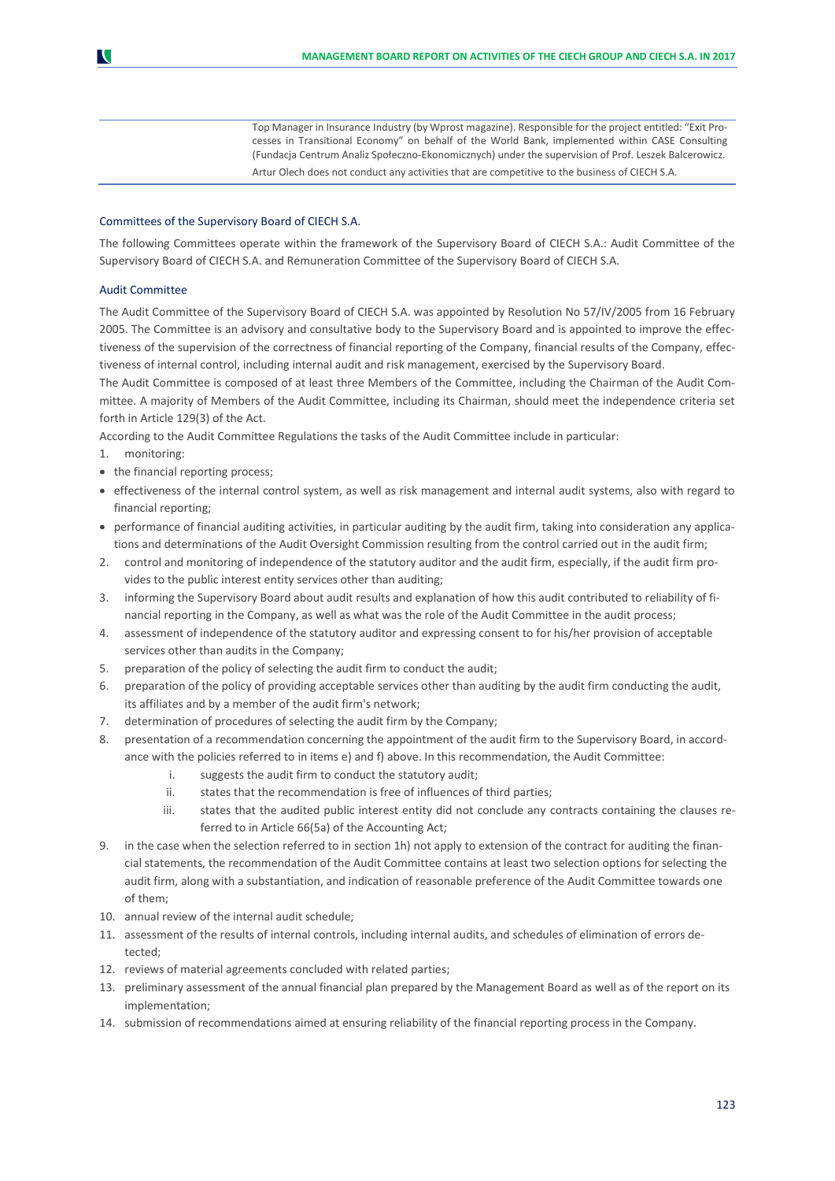Top Manager in Insurance Industry (by Wprost magazine). Responsible for the project entitled: "Exit Processes in Transitional Economy" on behalf of the World Bank, implemented within CASE Consulting (Fundacja Centrum Analiz Społeczno-Ekonomicznych) under the supervision of Prof. Leszek Balcerowicz.

Artur Olech does not conduct any activities that are competitive to the business of CIECH S.A.

### Committees of the Supervisory Board of CIECH S.A.

The following Committees operate within the framework of the Supervisory Board of CIECH S.A.: Audit Committee of the Supervisory Board of CIECH S.A. and Remuneration Committee of the Supervisory Board of CIECH S.A.

### Audit Committee

The Audit Committee of the Supervisory Board of CIECH S.A. was appointed by Resolution No 57/IV/2005 from 16 February 2005. The Committee is an advisory and consultative body to the Supervisory Board and is appointed to improve the effectiveness of the supervision of the correctness of financial reporting of the Company, financial results of the Company, effectiveness of internal control, including internal audit and risk management, exercised by the Supervisory Board.

The Audit Committee is composed of at least three Members of the Committee, including the Chairman of the Audit Committee. A majority of Members of the Audit Committee, including its Chairman, should meet the independence criteria set forth in Article 129(3) of the Act.

According to the Audit Committee Regulations the tasks of the Audit Committee include in particular:

1. monitoring:
   - the financial reporting process;
   - effectiveness of the internal control system, as well as risk management and internal audit systems, also with regard to financial reporting;
   - performance of financial auditing activities, in particular auditing by the audit firm, taking into consideration any applications and determinations of the Audit Oversight Commission resulting from the control carried out in the audit firm;
2. control and monitoring of independence of the statutory auditor and the audit firm, especially, if the audit firm provides to the public interest entity services other than auditing;
3. informing the Supervisory Board about audit results and explanation of how this audit contributed to reliability of financial reporting in the Company, as well as what was the role of the Audit Committee in the audit process;
4. assessment of independence of the statutory auditor and expressing consent to for his/her provision of acceptable services other than audits in the Company;
5. preparation of the policy of selecting the audit firm to conduct the audit;
6. preparation of the policy of providing acceptable services other than auditing by the audit firm conducting the audit, its affiliates and by a member of the audit firm's network;
7. determination of procedures of selecting the audit firm by the Company;
8. presentation of a recommendation concerning the appointment of the audit firm to the Supervisory Board, in accordance with the policies referred to in items e) and f) above. In this recommendation, the Audit Committee:
   1. suggests the audit firm to conduct the statutory audit;
   2. states that the recommendation is free of influences of third parties;
   3. states that the audited public interest entity did not conclude any contracts containing the clauses referred to in Article 66(5a) of the Accounting Act;
9. in the case when the selection referred to in section 1h) not apply to extension of the contract for auditing the financial statements, the recommendation of the Audit Committee contains at least two selection options for selecting the audit firm, along with a substantiation, and indication of reasonable preference of the Audit Committee towards one of them;
10. annual review of the internal audit schedule;
11. assessment of the results of internal controls, including internal audits, and schedules of elimination of errors detected;
12. reviews of material agreements concluded with related parties;
13. preliminary assessment of the annual financial plan prepared by the Management Board as well as of the report on its implementation;
14. submission of recommendations aimed at ensuring reliability of the financial reporting process in the Company.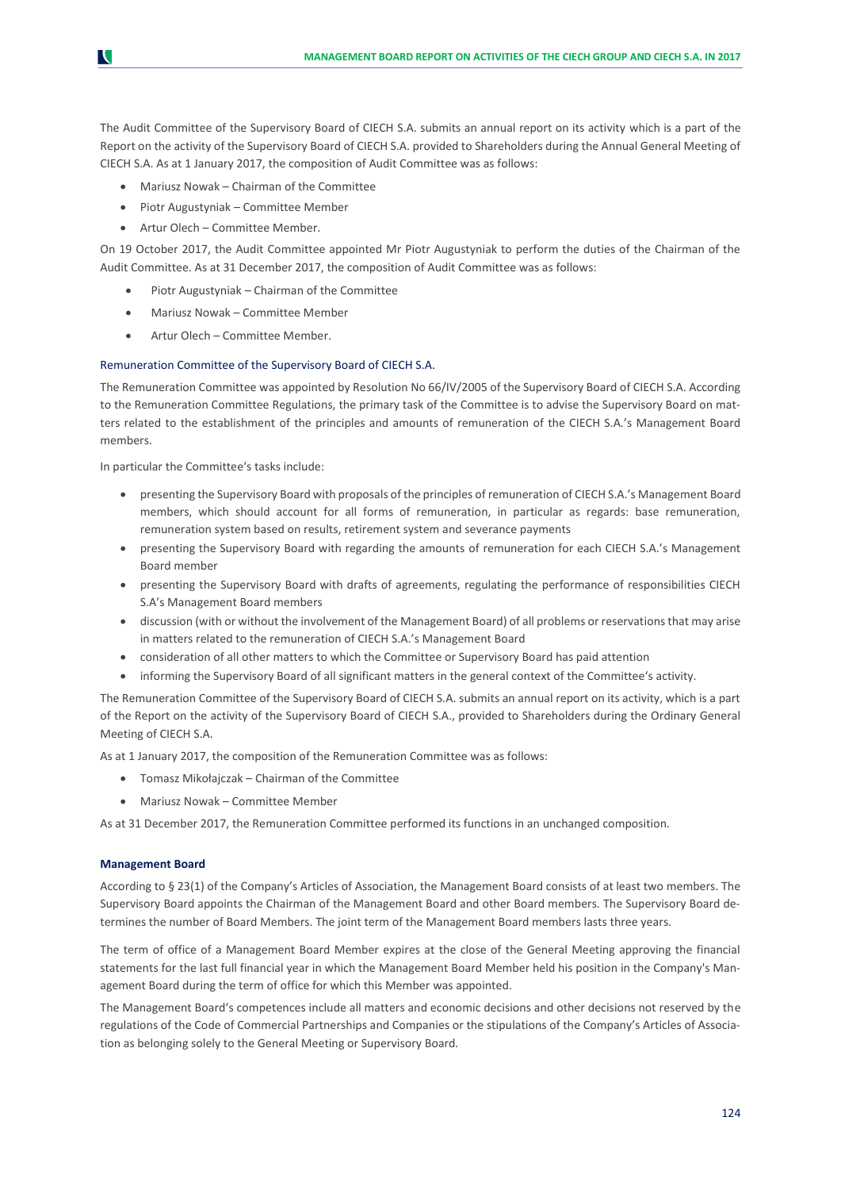The Audit Committee of the Supervisory Board of CIECH S.A. submits an annual report on its activity which is a part of the Report on the activity of the Supervisory Board of CIECH S.A. provided to Shareholders during the Annual General Meeting of CIECH S.A. As at 1 January 2017, the composition of Audit Committee was as follows:

- Mariusz Nowak – Chairman of the Committee
- Piotr Augustyniak – Committee Member
- Artur Olech – Committee Member.

On 19 October 2017, the Audit Committee appointed Mr Piotr Augustyniak to perform the duties of the Chairman of the Audit Committee. As at 31 December 2017, the composition of Audit Committee was as follows:

- Piotr Augustyniak – Chairman of the Committee
- Mariusz Nowak – Committee Member
- Artur Olech – Committee Member.

### Remuneration Committee of the Supervisory Board of CIECH S.A.

The Remuneration Committee was appointed by Resolution No 66/IV/2005 of the Supervisory Board of CIECH S.A. According to the Remuneration Committee Regulations, the primary task of the Committee is to advise the Supervisory Board on matters related to the establishment of the principles and amounts of remuneration of the CIECH S.A.'s Management Board members.

In particular the Committee's tasks include:

- presenting the Supervisory Board with proposals of the principles of remuneration of CIECH S.A.'s Management Board members, which should account for all forms of remuneration, in particular as regards: base remuneration, remuneration system based on results, retirement system and severance payments
- presenting the Supervisory Board with regarding the amounts of remuneration for each CIECH S.A.'s Management Board member
- presenting the Supervisory Board with drafts of agreements, regulating the performance of responsibilities CIECH S.A's Management Board members
- discussion (with or without the involvement of the Management Board) of all problems or reservations that may arise in matters related to the remuneration of CIECH S.A.'s Management Board
- consideration of all other matters to which the Committee or Supervisory Board has paid attention
- informing the Supervisory Board of all significant matters in the general context of the Committee's activity.

The Remuneration Committee of the Supervisory Board of CIECH S.A. submits an annual report on its activity, which is a part of the Report on the activity of the Supervisory Board of CIECH S.A., provided to Shareholders during the Ordinary General Meeting of CIECH S.A.

As at 1 January 2017, the composition of the Remuneration Committee was as follows:

- Tomasz Mikołajczak – Chairman of the Committee
- Mariusz Nowak – Committee Member

As at 31 December 2017, the Remuneration Committee performed its functions in an unchanged composition.

### Management Board

According to § 23(1) of the Company's Articles of Association, the Management Board consists of at least two members. The Supervisory Board appoints the Chairman of the Management Board and other Board members. The Supervisory Board determines the number of Board Members. The joint term of the Management Board members lasts three years.

The term of office of a Management Board Member expires at the close of the General Meeting approving the financial statements for the last full financial year in which the Management Board Member held his position in the Company's Management Board during the term of office for which this Member was appointed.

The Management Board's competences include all matters and economic decisions and other decisions not reserved by the regulations of the Code of Commercial Partnerships and Companies or the stipulations of the Company's Articles of Association as belonging solely to the General Meeting or Supervisory Board.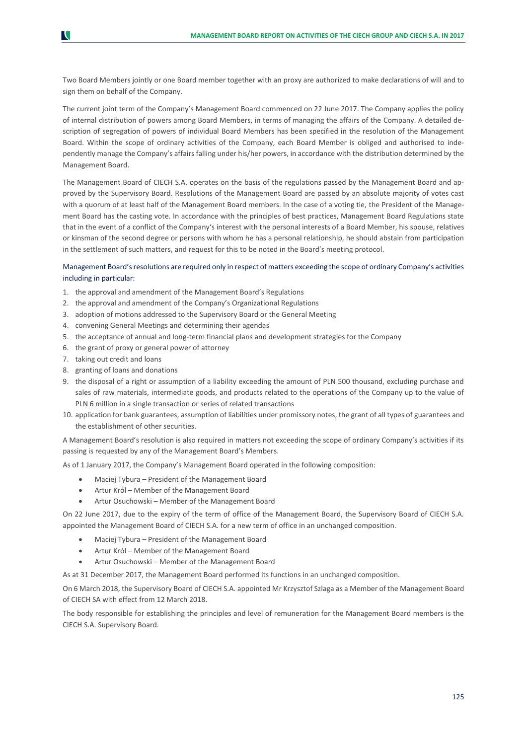Two Board Members jointly or one Board member together with an proxy are authorized to make declarations of will and to sign them on behalf of the Company.

The current joint term of the Company's Management Board commenced on 22 June 2017. The Company applies the policy of internal distribution of powers among Board Members, in terms of managing the affairs of the Company. A detailed description of segregation of powers of individual Board Members has been specified in the resolution of the Management Board. Within the scope of ordinary activities of the Company, each Board Member is obliged and authorised to independently manage the Company's affairs falling under his/her powers, in accordance with the distribution determined by the Management Board.

The Management Board of CIECH S.A. operates on the basis of the regulations passed by the Management Board and approved by the Supervisory Board. Resolutions of the Management Board are passed by an absolute majority of votes cast with a quorum of at least half of the Management Board members. In the case of a voting tie, the President of the Management Board has the casting vote. In accordance with the principles of best practices, Management Board Regulations state that in the event of a conflict of the Company's interest with the personal interests of a Board Member, his spouse, relatives or kinsman of the second degree or persons with whom he has a personal relationship, he should abstain from participation in the settlement of such matters, and request for this to be noted in the Board's meeting protocol.

Management Board's resolutions are required only in respect of matters exceeding the scope of ordinary Company's activities including in particular:

1. the approval and amendment of the Management Board's Regulations
2. the approval and amendment of the Company's Organizational Regulations
3. adoption of motions addressed to the Supervisory Board or the General Meeting
4. convening General Meetings and determining their agendas
5. the acceptance of annual and long-term financial plans and development strategies for the Company
6. the grant of proxy or general power of attorney
7. taking out credit and loans
8. granting of loans and donations
9. the disposal of a right or assumption of a liability exceeding the amount of PLN 500 thousand, excluding purchase and sales of raw materials, intermediate goods, and products related to the operations of the Company up to the value of PLN 6 million in a single transaction or series of related transactions
10. application for bank guarantees, assumption of liabilities under promissory notes, the grant of all types of guarantees and the establishment of other securities.

A Management Board's resolution is also required in matters not exceeding the scope of ordinary Company's activities if its passing is requested by any of the Management Board's Members.

As of 1 January 2017, the Company's Management Board operated in the following composition:

- Maciej Tybura – President of the Management Board
- Artur Król – Member of the Management Board
- Artur Osuchowski – Member of the Management Board

On 22 June 2017, due to the expiry of the term of office of the Management Board, the Supervisory Board of CIECH S.A. appointed the Management Board of CIECH S.A. for a new term of office in an unchanged composition.

- Maciej Tybura – President of the Management Board
- Artur Król – Member of the Management Board
- Artur Osuchowski – Member of the Management Board

As at 31 December 2017, the Management Board performed its functions in an unchanged composition.

On 6 March 2018, the Supervisory Board of CIECH S.A. appointed Mr Krzysztof Szlaga as a Member of the Management Board of CIECH SA with effect from 12 March 2018.

The body responsible for establishing the principles and level of remuneration for the Management Board members is the CIECH S.A. Supervisory Board.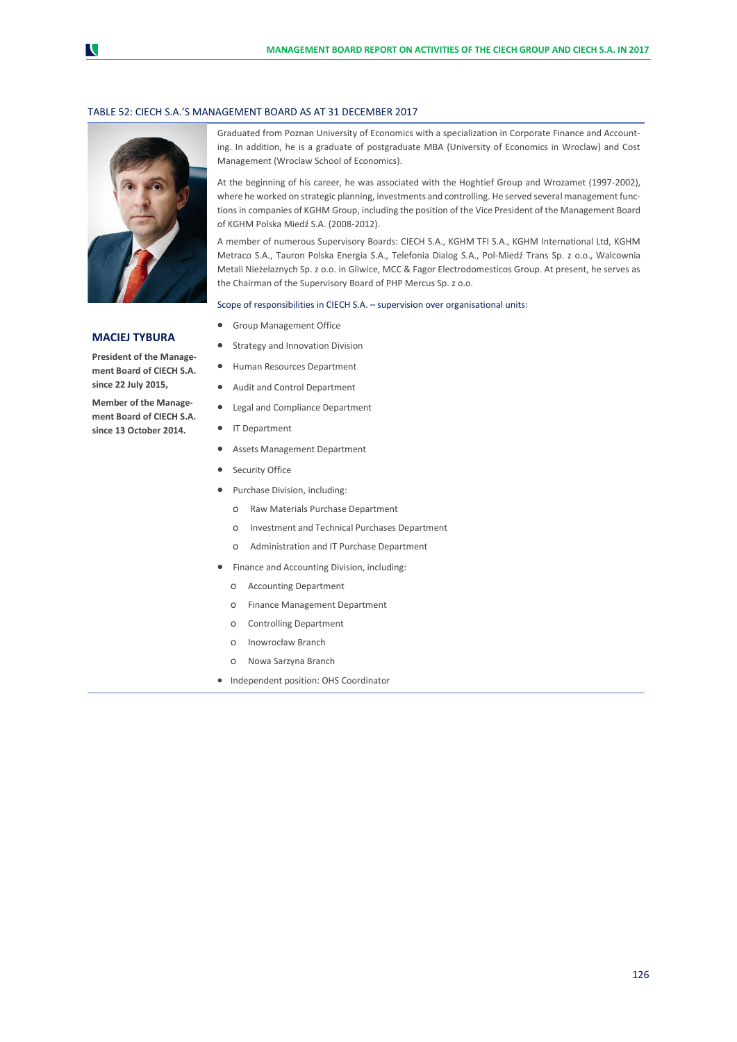TABLE 52: CIECH S.A.'S MANAGEMENT BOARD AS AT 31 DECEMBER 2017

### MACIEJ TYBURA

**President of the Management Board of CIECH S.A. since 22 July 2015,**

**Member of the Management Board of CIECH S.A. since 13 October 2014.**

Graduated from Poznan University of Economics with a specialization in Corporate Finance and Accounting. In addition, he is a graduate of postgraduate MBA (University of Economics in Wroclaw) and Cost Management (Wroclaw School of Economics).

At the beginning of his career, he was associated with the Hoghtief Group and Wrozamet (1997-2002), where he worked on strategic planning, investments and controlling. He served several management functions in companies of KGHM Group, including the position of the Vice President of the Management Board of KGHM Polska Miedź S.A. (2008-2012).

A member of numerous Supervisory Boards: CIECH S.A., KGHM TFI S.A., KGHM International Ltd, KGHM Metraco S.A., Tauron Polska Energia S.A., Telefonia Dialog S.A., Pol-Miedź Trans Sp. z o.o., Walcownia Metali Nieżelaznych Sp. z o.o. in Gliwice, MCC & Fagor Electrodomesticos Group. At present, he serves as the Chairman of the Supervisory Board of PHP Mercus Sp. z o.o.

Scope of responsibilities in CIECH S.A. – supervision over organisational units:

- Group Management Office
- Strategy and Innovation Division
- Human Resources Department
- Audit and Control Department
- Legal and Compliance Department
- IT Department
- Assets Management Department
- Security Office
- Purchase Division, including:
  - Raw Materials Purchase Department
  - Investment and Technical Purchases Department
  - Administration and IT Purchase Department
- Finance and Accounting Division, including:
  - Accounting Department
  - Finance Management Department
  - Controlling Department
  - Inowrocław Branch
  - Nowa Sarzyna Branch
- Independent position: OHS Coordinator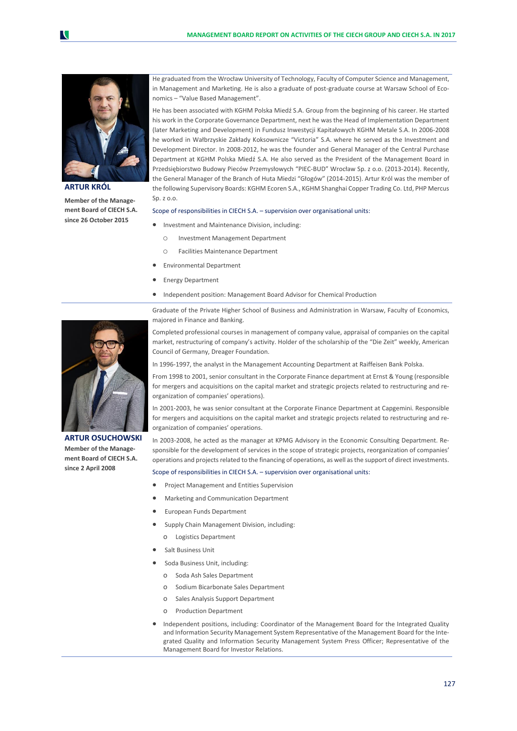## ARTUR KRÓL

**Member of the Management Board of CIECH S.A. since 26 October 2015**

He graduated from the Wrocław University of Technology, Faculty of Computer Science and Management, in Management and Marketing. He is also a graduate of post-graduate course at Warsaw School of Economics – "Value Based Management".

He has been associated with KGHM Polska Miedź S.A. Group from the beginning of his career. He started his work in the Corporate Governance Department, next he was the Head of Implementation Department (later Marketing and Development) in Fundusz Inwestycji Kapitałowych KGHM Metale S.A. In 2006-2008 he worked in Wałbrzyskie Zakłady Koksownicze "Victoria" S.A. where he served as the Investment and Development Director. In 2008-2012, he was the founder and General Manager of the Central Purchase Department at KGHM Polska Miedź S.A. He also served as the President of the Management Board in Przedsiębiorstwo Budowy Pieców Przemysłowych "PIEC-BUD" Wrocław Sp. z o.o. (2013-2014). Recently, the General Manager of the Branch of Huta Miedzi "Głogów" (2014-2015). Artur Król was the member of the following Supervisory Boards: KGHM Ecoren S.A., KGHM Shanghai Copper Trading Co. Ltd, PHP Mercus Sp. z o.o.

Scope of responsibilities in CIECH S.A. – supervision over organisational units:

- Investment and Maintenance Division, including:
  - Investment Management Department
  - Facilities Maintenance Department
- Environmental Department
- Energy Department
- Independent position: Management Board Advisor for Chemical Production

## ARTUR OSUCHOWSKI

**Member of the Management Board of CIECH S.A. since 2 April 2008**

Graduate of the Private Higher School of Business and Administration in Warsaw, Faculty of Economics, majored in Finance and Banking.

Completed professional courses in management of company value, appraisal of companies on the capital market, restructuring of company's activity. Holder of the scholarship of the "Die Zeit" weekly, American Council of Germany, Dreager Foundation.

In 1996-1997, the analyst in the Management Accounting Department at Raiffeisen Bank Polska.

From 1998 to 2001, senior consultant in the Corporate Finance department at Ernst & Young (responsible for mergers and acquisitions on the capital market and strategic projects related to restructuring and re-organization of companies' operations).

In 2001-2003, he was senior consultant at the Corporate Finance Department at Capgemini. Responsible for mergers and acquisitions on the capital market and strategic projects related to restructuring and re-organization of companies' operations.

In 2003-2008, he acted as the manager at KPMG Advisory in the Economic Consulting Department. Responsible for the development of services in the scope of strategic projects, reorganization of companies' operations and projects related to the financing of operations, as well as the support of direct investments.

Scope of responsibilities in CIECH S.A. – supervision over organisational units:

- Project Management and Entities Supervision
- Marketing and Communication Department
- European Funds Department
- Supply Chain Management Division, including:
  - Logistics Department
- Salt Business Unit
- Soda Business Unit, including:
  - Soda Ash Sales Department
  - Sodium Bicarbonate Sales Department
  - Sales Analysis Support Department
  - Production Department
- Independent positions, including: Coordinator of the Management Board for the Integrated Quality and Information Security Management System Representative of the Management Board for the Integrated Quality and Information Security Management System Press Officer; Representative of the Management Board for Investor Relations.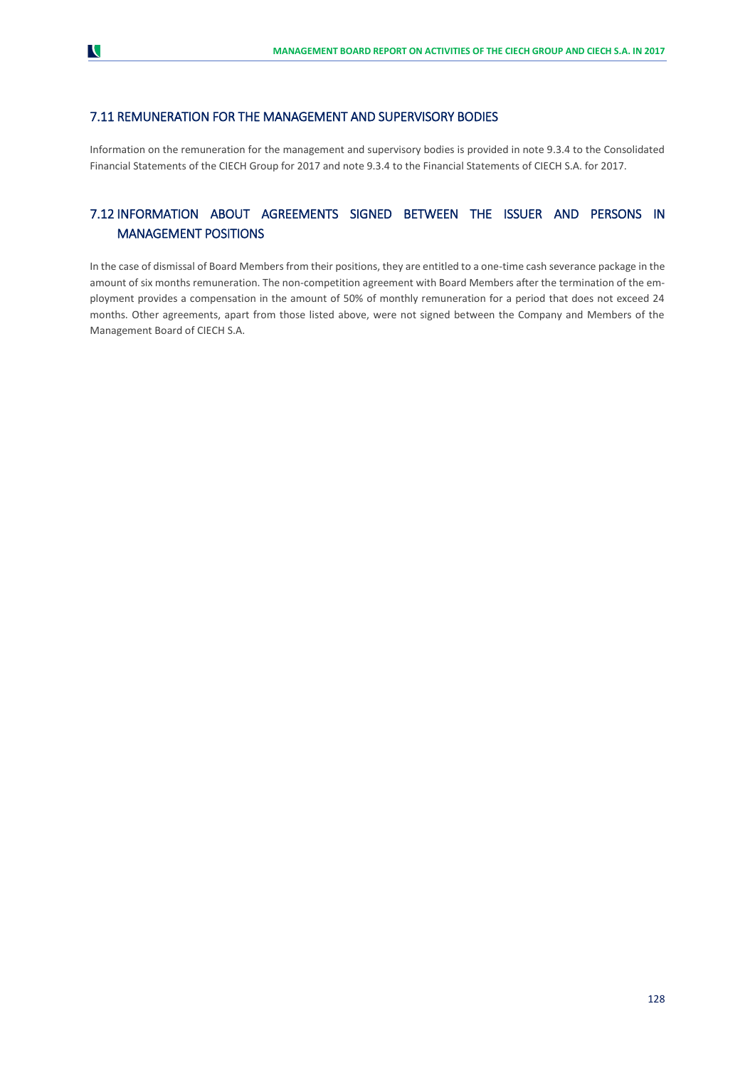## 7.11 REMUNERATION FOR THE MANAGEMENT AND SUPERVISORY BODIES

Information on the remuneration for the management and supervisory bodies is provided in note 9.3.4 to the Consolidated Financial Statements of the CIECH Group for 2017 and note 9.3.4 to the Financial Statements of CIECH S.A. for 2017.

## 7.12 INFORMATION ABOUT AGREEMENTS SIGNED BETWEEN THE ISSUER AND PERSONS IN MANAGEMENT POSITIONS

In the case of dismissal of Board Members from their positions, they are entitled to a one-time cash severance package in the amount of six months remuneration. The non-competition agreement with Board Members after the termination of the employment provides a compensation in the amount of 50% of monthly remuneration for a period that does not exceed 24 months. Other agreements, apart from those listed above, were not signed between the Company and Members of the Management Board of CIECH S.A.